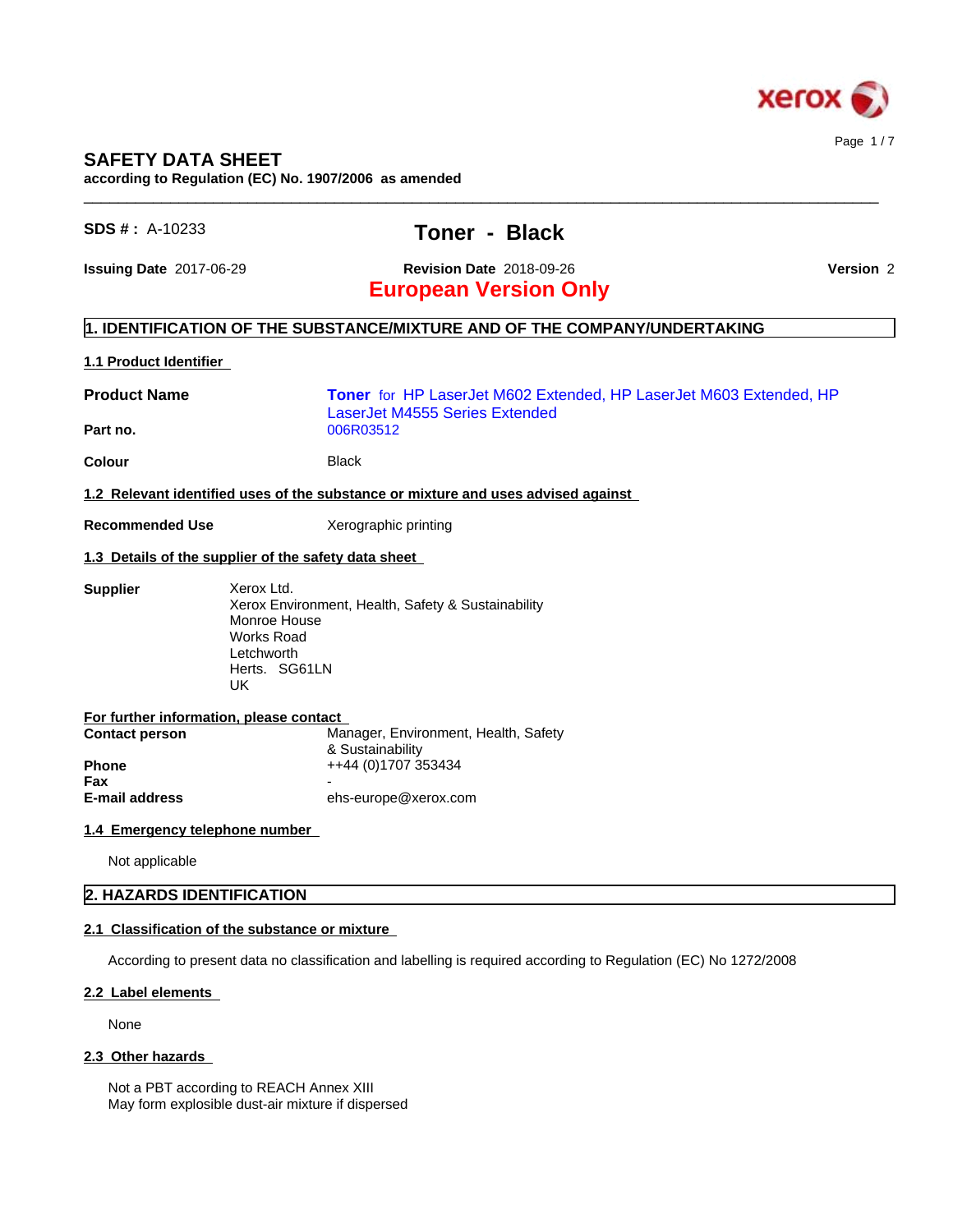# SAFETY DATA SHEET

**according to Regulation (EC) No. 1907/2006 as amended**

**SDS # :** A-10233

## Toner - Black

**Issuing Date** 2017-06-29 **Revision Date** 2018-09-26 **Version** 2

**European Version Only**

## 1. IDENTIFICATION OF THE SUBSTANCE/MIXTURE AND OF THE COMPANY/UNDERTAKING

### 1.1 Product Identifier

**Product Name** **Toner** for HP LaserJet M602 Extended, HP LaserJet M603 Extended, HP LaserJet M4555 Series Extended

**Part no.** 006R03512

**Colour** Black

### 1.2 Relevant identified uses of the substance or mixture and uses advised against

**Recommended Use** Xerographic printing

### 1.3 Details of the supplier of the safety data sheet

**Supplier**
Xerox Ltd.
Xerox Environment, Health, Safety & Sustainability
Monroe House
Works Road
Letchworth
Herts. SG61LN
UK

**For further information, please contact**

**Contact person** Manager, Environment, Health, Safety & Sustainability
**Phone** ++44 (0)1707 353434
**Fax** -
**E-mail address** ehs-europe@xerox.com

### 1.4 Emergency telephone number

Not applicable

## 2. HAZARDS IDENTIFICATION

### 2.1 Classification of the substance or mixture

According to present data no classification and labelling is required according to Regulation (EC) No 1272/2008

### 2.2 Label elements

None

### 2.3 Other hazards

Not a PBT according to REACH Annex XIII
May form explosible dust-air mixture if dispersed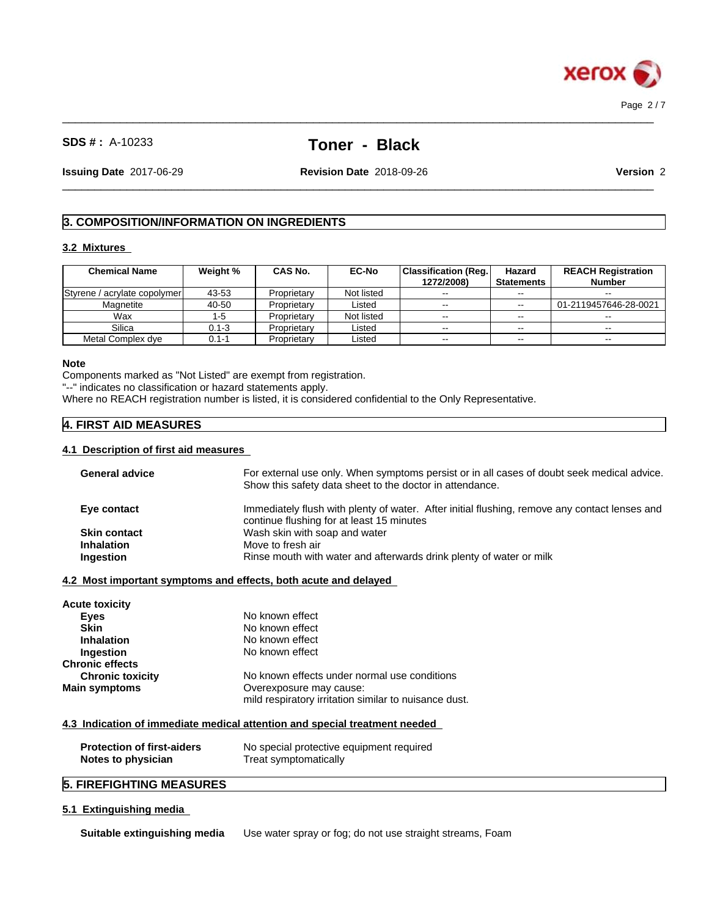## 3. COMPOSITION/INFORMATION ON INGREDIENTS

### 3.2 Mixtures

| Chemical Name | Weight % | CAS No. | EC-No | Classification (Reg. 1272/2008) | Hazard Statements | REACH Registration Number |
|---|---|---|---|---|---|---|
| Styrene / acrylate copolymer | 43-53 | Proprietary | Not listed | -- | -- | -- |
| Magnetite | 40-50 | Proprietary | Listed | -- | -- | 01-2119457646-28-0021 |
| Wax | 1-5 | Proprietary | Not listed | -- | -- | -- |
| Silica | 0.1-3 | Proprietary | Listed | -- | -- | -- |
| Metal Complex dye | 0.1-1 | Proprietary | Listed | -- | -- | -- |

**Note**
Components marked as "Not Listed" are exempt from registration.
"--" indicates no classification or hazard statements apply.
Where no REACH registration number is listed, it is considered confidential to the Only Representative.

## 4. FIRST AID MEASURES

### 4.1 Description of first aid measures

**General advice** For external use only. When symptoms persist or in all cases of doubt seek medical advice. Show this safety data sheet to the doctor in attendance.

**Eye contact** Immediately flush with plenty of water. After initial flushing, remove any contact lenses and continue flushing for at least 15 minutes

**Skin contact** Wash skin with soap and water

**Inhalation** Move to fresh air

**Ingestion** Rinse mouth with water and afterwards drink plenty of water or milk

### 4.2 Most important symptoms and effects, both acute and delayed

**Acute toxicity**

**Eyes** No known effect

**Skin** No known effect

**Inhalation** No known effect

**Ingestion** No known effect

**Chronic effects**

**Chronic toxicity** No known effects under normal use conditions

**Main symptoms** Overexposure may cause:
mild respiratory irritation similar to nuisance dust.

### 4.3 Indication of immediate medical attention and special treatment needed

**Protection of first-aiders** No special protective equipment required

**Notes to physician** Treat symptomatically

## 5. FIREFIGHTING MEASURES

### 5.1 Extinguishing media

**Suitable extinguishing media** Use water spray or fog; do not use straight streams, Foam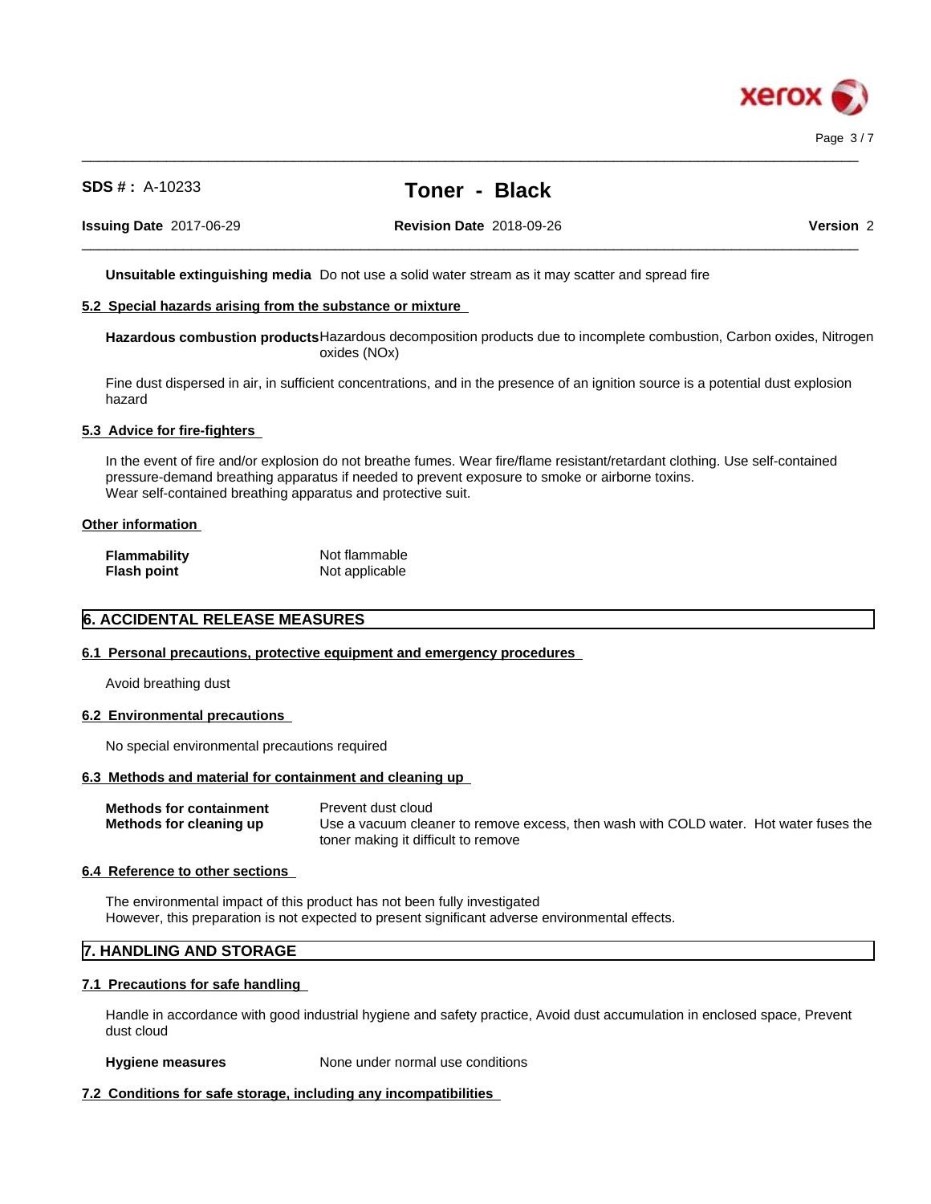**Unsuitable extinguishing media** Do not use a solid water stream as it may scatter and spread fire

### 5.2 Special hazards arising from the substance or mixture

**Hazardous combustion products** Hazardous decomposition products due to incomplete combustion, Carbon oxides, Nitrogen oxides (NOx)

Fine dust dispersed in air, in sufficient concentrations, and in the presence of an ignition source is a potential dust explosion hazard

### 5.3 Advice for fire-fighters

In the event of fire and/or explosion do not breathe fumes. Wear fire/flame resistant/retardant clothing. Use self-contained pressure-demand breathing apparatus if needed to prevent exposure to smoke or airborne toxins.
Wear self-contained breathing apparatus and protective suit.

### Other information

| | |
|---|---|
| **Flammability** | Not flammable |
| **Flash point** | Not applicable |

## 6. ACCIDENTAL RELEASE MEASURES

### 6.1 Personal precautions, protective equipment and emergency procedures

Avoid breathing dust

### 6.2 Environmental precautions

No special environmental precautions required

### 6.3 Methods and material for containment and cleaning up

| | |
|---|---|
| **Methods for containment** | Prevent dust cloud |
| **Methods for cleaning up** | Use a vacuum cleaner to remove excess, then wash with COLD water. Hot water fuses the toner making it difficult to remove |

### 6.4 Reference to other sections

The environmental impact of this product has not been fully investigated
However, this preparation is not expected to present significant adverse environmental effects.

## 7. HANDLING AND STORAGE

### 7.1 Precautions for safe handling

Handle in accordance with good industrial hygiene and safety practice, Avoid dust accumulation in enclosed space, Prevent dust cloud

**Hygiene measures** None under normal use conditions

### 7.2 Conditions for safe storage, including any incompatibilities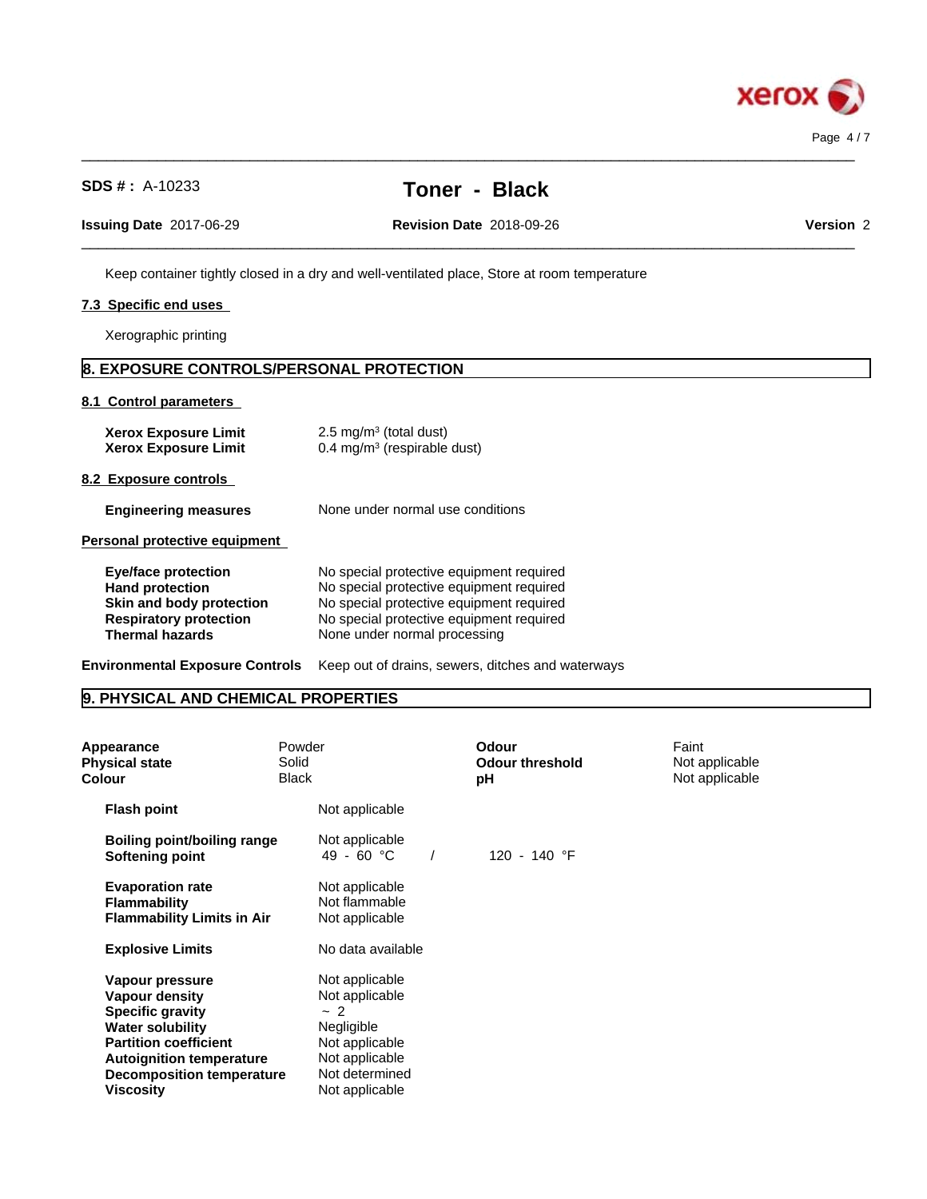Keep container tightly closed in a dry and well-ventilated place, Store at room temperature

### 7.3 Specific end uses

Xerographic printing

## 8. EXPOSURE CONTROLS/PERSONAL PROTECTION

### 8.1 Control parameters

| | |
|---|---|
| **Xerox Exposure Limit** | 2.5 mg/m³ (total dust) |
| **Xerox Exposure Limit** | 0.4 mg/m³ (respirable dust) |

### 8.2 Exposure controls

| | |
|---|---|
| **Engineering measures** | None under normal use conditions |

### Personal protective equipment

| | |
|---|---|
| **Eye/face protection** | No special protective equipment required |
| **Hand protection** | No special protective equipment required |
| **Skin and body protection** | No special protective equipment required |
| **Respiratory protection** | No special protective equipment required |
| **Thermal hazards** | None under normal processing |

**Environmental Exposure Controls** Keep out of drains, sewers, ditches and waterways

## 9. PHYSICAL AND CHEMICAL PROPERTIES

| | | | |
|---|---|---|---|
| **Appearance** | Powder | **Odour** | Faint |
| **Physical state** | Solid | **Odour threshold** | Not applicable |
| **Colour** | Black | **pH** | Not applicable |

| | |
|---|---|
| **Flash point** | Not applicable |
| **Boiling point/boiling range** | Not applicable |
| **Softening point** | 49 - 60 °C / 120 - 140 °F |
| **Evaporation rate** | Not applicable |
| **Flammability** | Not flammable |
| **Flammability Limits in Air** | Not applicable |
| **Explosive Limits** | No data available |
| **Vapour pressure** | Not applicable |
| **Vapour density** | Not applicable |
| **Specific gravity** | ~ 2 |
| **Water solubility** | Negligible |
| **Partition coefficient** | Not applicable |
| **Autoignition temperature** | Not applicable |
| **Decomposition temperature** | Not determined |
| **Viscosity** | Not applicable |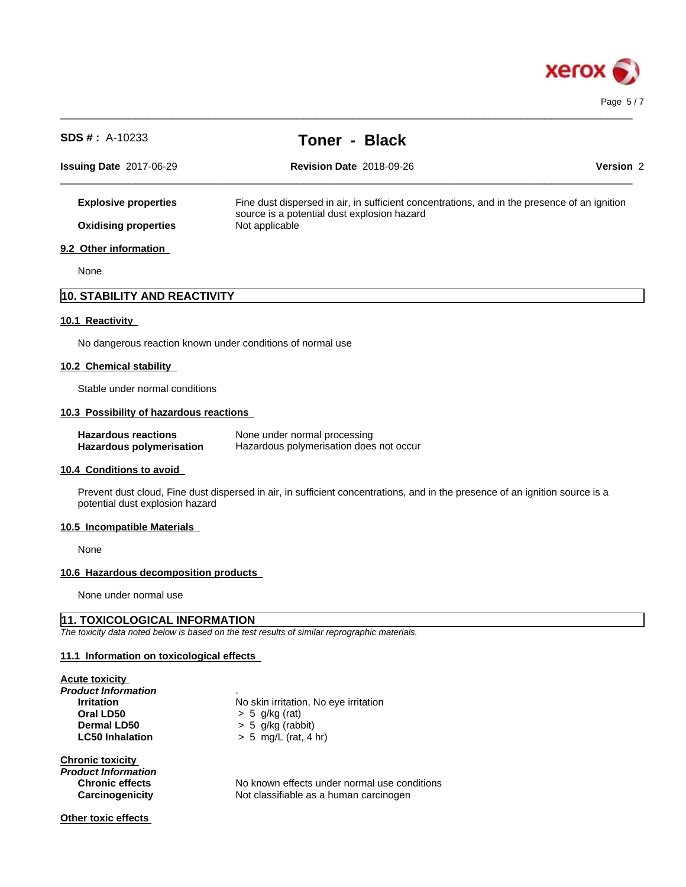| | |
|---|---|
| **Explosive properties** | Fine dust dispersed in air, in sufficient concentrations, and in the presence of an ignition source is a potential dust explosion hazard |
| **Oxidising properties** | Not applicable |

### 9.2 Other information

None

## 10. STABILITY AND REACTIVITY

### 10.1 Reactivity

No dangerous reaction known under conditions of normal use

### 10.2 Chemical stability

Stable under normal conditions

### 10.3 Possibility of hazardous reactions

| | |
|---|---|
| **Hazardous reactions** | None under normal processing |
| **Hazardous polymerisation** | Hazardous polymerisation does not occur |

### 10.4 Conditions to avoid

Prevent dust cloud, Fine dust dispersed in air, in sufficient concentrations, and in the presence of an ignition source is a potential dust explosion hazard

### 10.5 Incompatible Materials

None

### 10.6 Hazardous decomposition products

None under normal use

## 11. TOXICOLOGICAL INFORMATION

*The toxicity data noted below is based on the test results of similar reprographic materials.*

### 11.1 Information on toxicological effects

**Acute toxicity**

*Product Information* .

| | |
|---|---|
| **Irritation** | No skin irritation, No eye irritation |
| **Oral LD50** | > 5 g/kg (rat) |
| **Dermal LD50** | > 5 g/kg (rabbit) |
| **LC50 Inhalation** | > 5 mg/L (rat, 4 hr) |

**Chronic toxicity**

*Product Information*

| | |
|---|---|
| **Chronic effects** | No known effects under normal use conditions |
| **Carcinogenicity** | Not classifiable as a human carcinogen |

**Other toxic effects**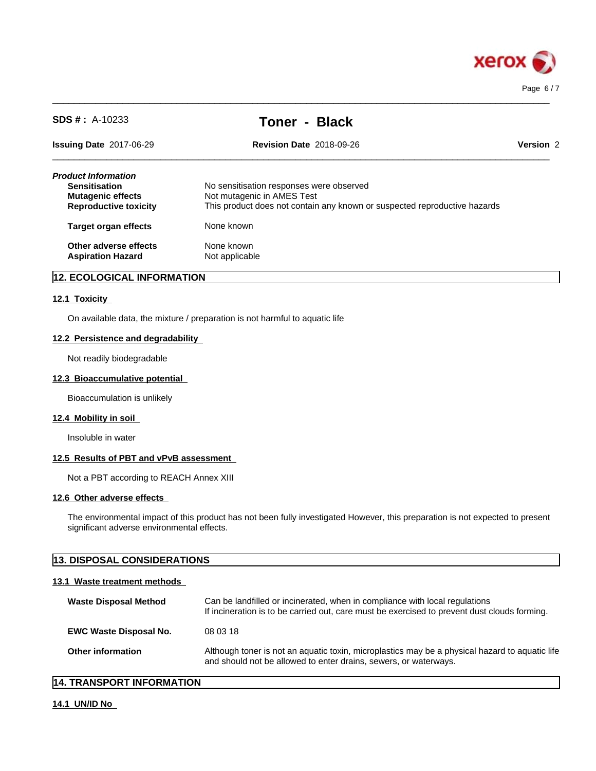*Product Information*

| | |
|---|---|
| **Sensitisation** | No sensitisation responses were observed |
| **Mutagenic effects** | Not mutagenic in AMES Test |
| **Reproductive toxicity** | This product does not contain any known or suspected reproductive hazards |
| **Target organ effects** | None known |
| **Other adverse effects** | None known |
| **Aspiration Hazard** | Not applicable |

## 12. ECOLOGICAL INFORMATION

### 12.1 Toxicity

On available data, the mixture / preparation is not harmful to aquatic life

### 12.2 Persistence and degradability

Not readily biodegradable

### 12.3 Bioaccumulative potential

Bioaccumulation is unlikely

### 12.4 Mobility in soil

Insoluble in water

### 12.5 Results of PBT and vPvB assessment

Not a PBT according to REACH Annex XIII

### 12.6 Other adverse effects

The environmental impact of this product has not been fully investigated However, this preparation is not expected to present significant adverse environmental effects.

## 13. DISPOSAL CONSIDERATIONS

### 13.1 Waste treatment methods

| | |
|---|---|
| **Waste Disposal Method** | Can be landfilled or incinerated, when in compliance with local regulations<br>If incineration is to be carried out, care must be exercised to prevent dust clouds forming. |
| **EWC Waste Disposal No.** | 08 03 18 |
| **Other information** | Although toner is not an aquatic toxin, microplastics may be a physical hazard to aquatic life and should not be allowed to enter drains, sewers, or waterways. |

## 14. TRANSPORT INFORMATION

### 14.1 UN/ID No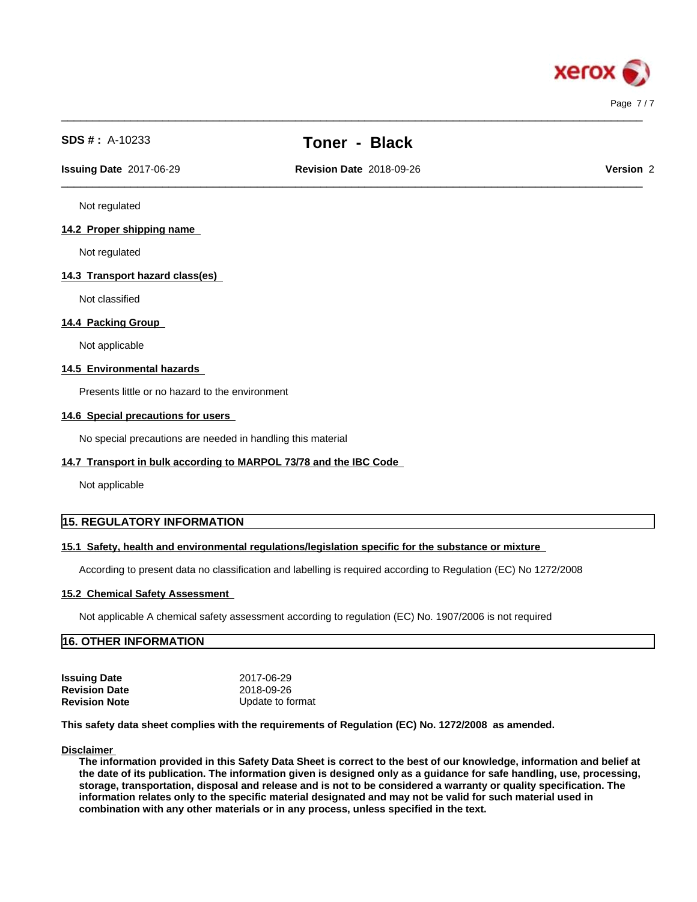Not regulated

**14.2 Proper shipping name**

Not regulated

**14.3 Transport hazard class(es)**

Not classified

**14.4 Packing Group**

Not applicable

**14.5 Environmental hazards**

Presents little or no hazard to the environment

**14.6 Special precautions for users**

No special precautions are needed in handling this material

**14.7 Transport in bulk according to MARPOL 73/78 and the IBC Code**

Not applicable

## 15. REGULATORY INFORMATION

**15.1 Safety, health and environmental regulations/legislation specific for the substance or mixture**

According to present data no classification and labelling is required according to Regulation (EC) No 1272/2008

**15.2 Chemical Safety Assessment**

Not applicable A chemical safety assessment according to regulation (EC) No. 1907/2006 is not required

## 16. OTHER INFORMATION

| | |
|---|---|
| **Issuing Date** | 2017-06-29 |
| **Revision Date** | 2018-09-26 |
| **Revision Note** | Update to format |

**This safety data sheet complies with the requirements of Regulation (EC) No. 1272/2008 as amended.**

**Disclaimer**

**The information provided in this Safety Data Sheet is correct to the best of our knowledge, information and belief at the date of its publication. The information given is designed only as a guidance for safe handling, use, processing, storage, transportation, disposal and release and is not to be considered a warranty or quality specification. The information relates only to the specific material designated and may not be valid for such material used in combination with any other materials or in any process, unless specified in the text.**